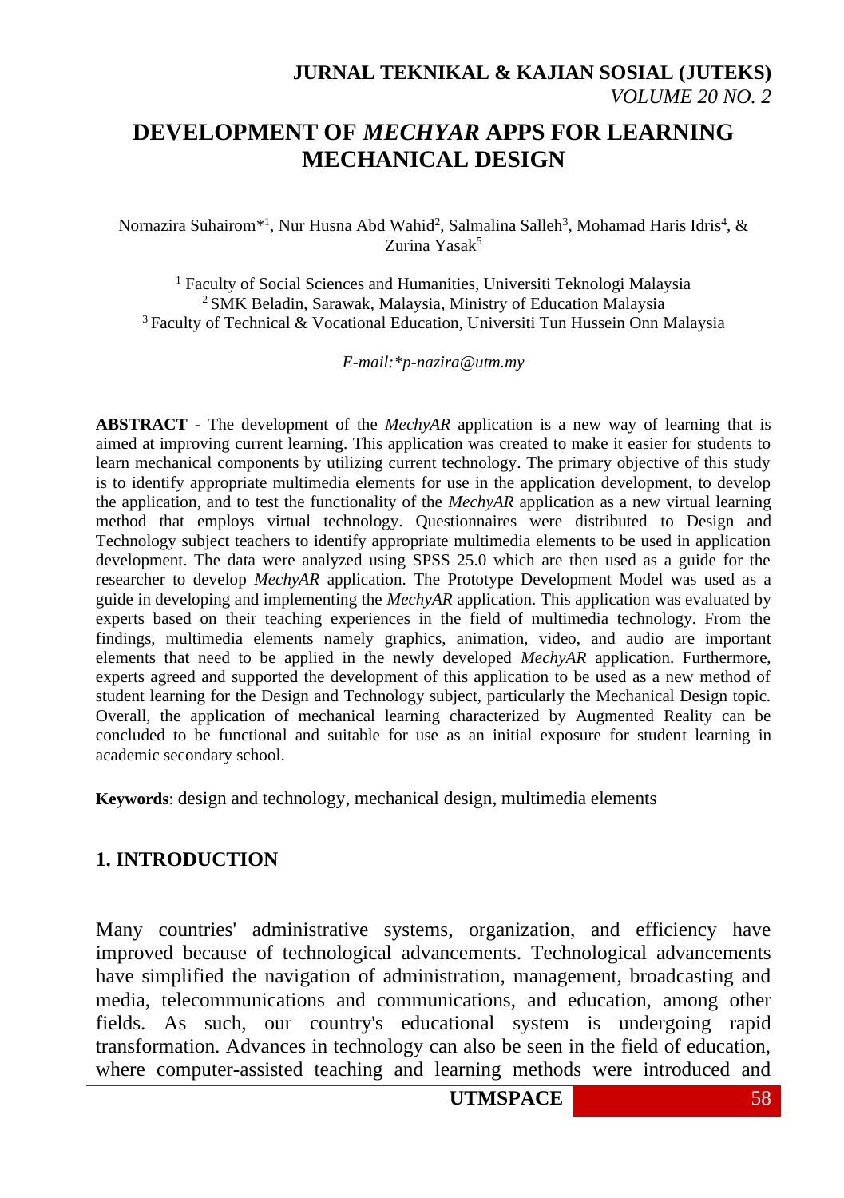# DEVELOPMENT OF *MECHYAR* APPS FOR LEARNING MECHANICAL DESIGN

Nornazira Suhairom*[1], Nur Husna Abd Wahid[2], Salmalina Salleh[3], Mohamad Haris Idris[4], & Zurina Yasak[5]

[1] Faculty of Social Sciences and Humanities, Universiti Teknologi Malaysia
[2] SMK Beladin, Sarawak, Malaysia, Ministry of Education Malaysia
[3] Faculty of Technical & Vocational Education, Universiti Tun Hussein Onn Malaysia

*E-mail:*p-nazira@utm.my*

**ABSTRACT** - The development of the *MechyAR* application is a new way of learning that is aimed at improving current learning. This application was created to make it easier for students to learn mechanical components by utilizing current technology. The primary objective of this study is to identify appropriate multimedia elements for use in the application development, to develop the application, and to test the functionality of the *MechyAR* application as a new virtual learning method that employs virtual technology. Questionnaires were distributed to Design and Technology subject teachers to identify appropriate multimedia elements to be used in application development. The data were analyzed using SPSS 25.0 which are then used as a guide for the researcher to develop *MechyAR* application. The Prototype Development Model was used as a guide in developing and implementing the *MechyAR* application. This application was evaluated by experts based on their teaching experiences in the field of multimedia technology. From the findings, multimedia elements namely graphics, animation, video, and audio are important elements that need to be applied in the newly developed *MechyAR* application. Furthermore, experts agreed and supported the development of this application to be used as a new method of student learning for the Design and Technology subject, particularly the Mechanical Design topic. Overall, the application of mechanical learning characterized by Augmented Reality can be concluded to be functional and suitable for use as an initial exposure for student learning in academic secondary school.

**Keywords**: design and technology, mechanical design, multimedia elements

## 1. INTRODUCTION

Many countries' administrative systems, organization, and efficiency have improved because of technological advancements. Technological advancements have simplified the navigation of administration, management, broadcasting and media, telecommunications and communications, and education, among other fields. As such, our country's educational system is undergoing rapid transformation. Advances in technology can also be seen in the field of education, where computer-assisted teaching and learning methods were introduced and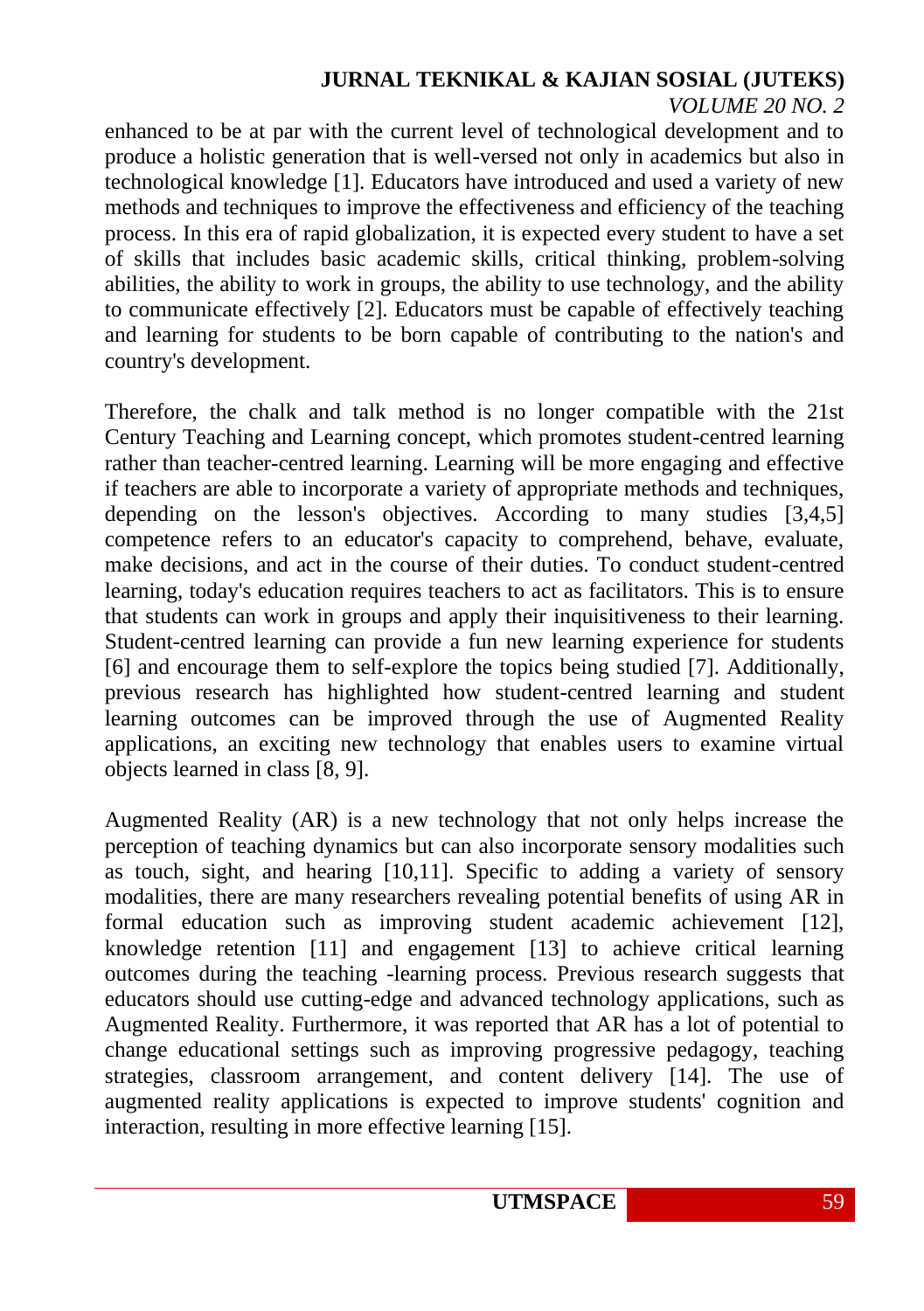enhanced to be at par with the current level of technological development and to produce a holistic generation that is well-versed not only in academics but also in technological knowledge [1]. Educators have introduced and used a variety of new methods and techniques to improve the effectiveness and efficiency of the teaching process. In this era of rapid globalization, it is expected every student to have a set of skills that includes basic academic skills, critical thinking, problem-solving abilities, the ability to work in groups, the ability to use technology, and the ability to communicate effectively [2]. Educators must be capable of effectively teaching and learning for students to be born capable of contributing to the nation's and country's development.

Therefore, the chalk and talk method is no longer compatible with the 21st Century Teaching and Learning concept, which promotes student-centred learning rather than teacher-centred learning. Learning will be more engaging and effective if teachers are able to incorporate a variety of appropriate methods and techniques, depending on the lesson's objectives. According to many studies [3,4,5] competence refers to an educator's capacity to comprehend, behave, evaluate, make decisions, and act in the course of their duties. To conduct student-centred learning, today's education requires teachers to act as facilitators. This is to ensure that students can work in groups and apply their inquisitiveness to their learning. Student-centred learning can provide a fun new learning experience for students [6] and encourage them to self-explore the topics being studied [7]. Additionally, previous research has highlighted how student-centred learning and student learning outcomes can be improved through the use of Augmented Reality applications, an exciting new technology that enables users to examine virtual objects learned in class [8, 9].

Augmented Reality (AR) is a new technology that not only helps increase the perception of teaching dynamics but can also incorporate sensory modalities such as touch, sight, and hearing [10,11]. Specific to adding a variety of sensory modalities, there are many researchers revealing potential benefits of using AR in formal education such as improving student academic achievement [12], knowledge retention [11] and engagement [13] to achieve critical learning outcomes during the teaching -learning process. Previous research suggests that educators should use cutting-edge and advanced technology applications, such as Augmented Reality. Furthermore, it was reported that AR has a lot of potential to change educational settings such as improving progressive pedagogy, teaching strategies, classroom arrangement, and content delivery [14]. The use of augmented reality applications is expected to improve students' cognition and interaction, resulting in more effective learning [15].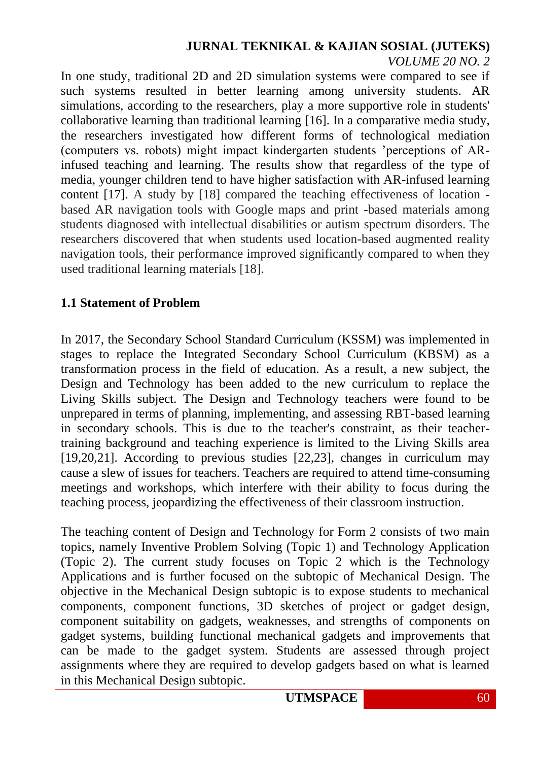In one study, traditional 2D and 2D simulation systems were compared to see if such systems resulted in better learning among university students. AR simulations, according to the researchers, play a more supportive role in students' collaborative learning than traditional learning [16]. In a comparative media study, the researchers investigated how different forms of technological mediation (computers vs. robots) might impact kindergarten students 'perceptions of AR-infused teaching and learning. The results show that regardless of the type of media, younger children tend to have higher satisfaction with AR-infused learning content [17]. A study by [18] compared the teaching effectiveness of location - based AR navigation tools with Google maps and print -based materials among students diagnosed with intellectual disabilities or autism spectrum disorders. The researchers discovered that when students used location-based augmented reality navigation tools, their performance improved significantly compared to when they used traditional learning materials [18].

### 1.1 Statement of Problem

In 2017, the Secondary School Standard Curriculum (KSSM) was implemented in stages to replace the Integrated Secondary School Curriculum (KBSM) as a transformation process in the field of education. As a result, a new subject, the Design and Technology has been added to the new curriculum to replace the Living Skills subject. The Design and Technology teachers were found to be unprepared in terms of planning, implementing, and assessing RBT-based learning in secondary schools. This is due to the teacher's constraint, as their teacher-training background and teaching experience is limited to the Living Skills area [19,20,21]. According to previous studies [22,23], changes in curriculum may cause a slew of issues for teachers. Teachers are required to attend time-consuming meetings and workshops, which interfere with their ability to focus during the teaching process, jeopardizing the effectiveness of their classroom instruction.

The teaching content of Design and Technology for Form 2 consists of two main topics, namely Inventive Problem Solving (Topic 1) and Technology Application (Topic 2). The current study focuses on Topic 2 which is the Technology Applications and is further focused on the subtopic of Mechanical Design. The objective in the Mechanical Design subtopic is to expose students to mechanical components, component functions, 3D sketches of project or gadget design, component suitability on gadgets, weaknesses, and strengths of components on gadget systems, building functional mechanical gadgets and improvements that can be made to the gadget system. Students are assessed through project assignments where they are required to develop gadgets based on what is learned in this Mechanical Design subtopic.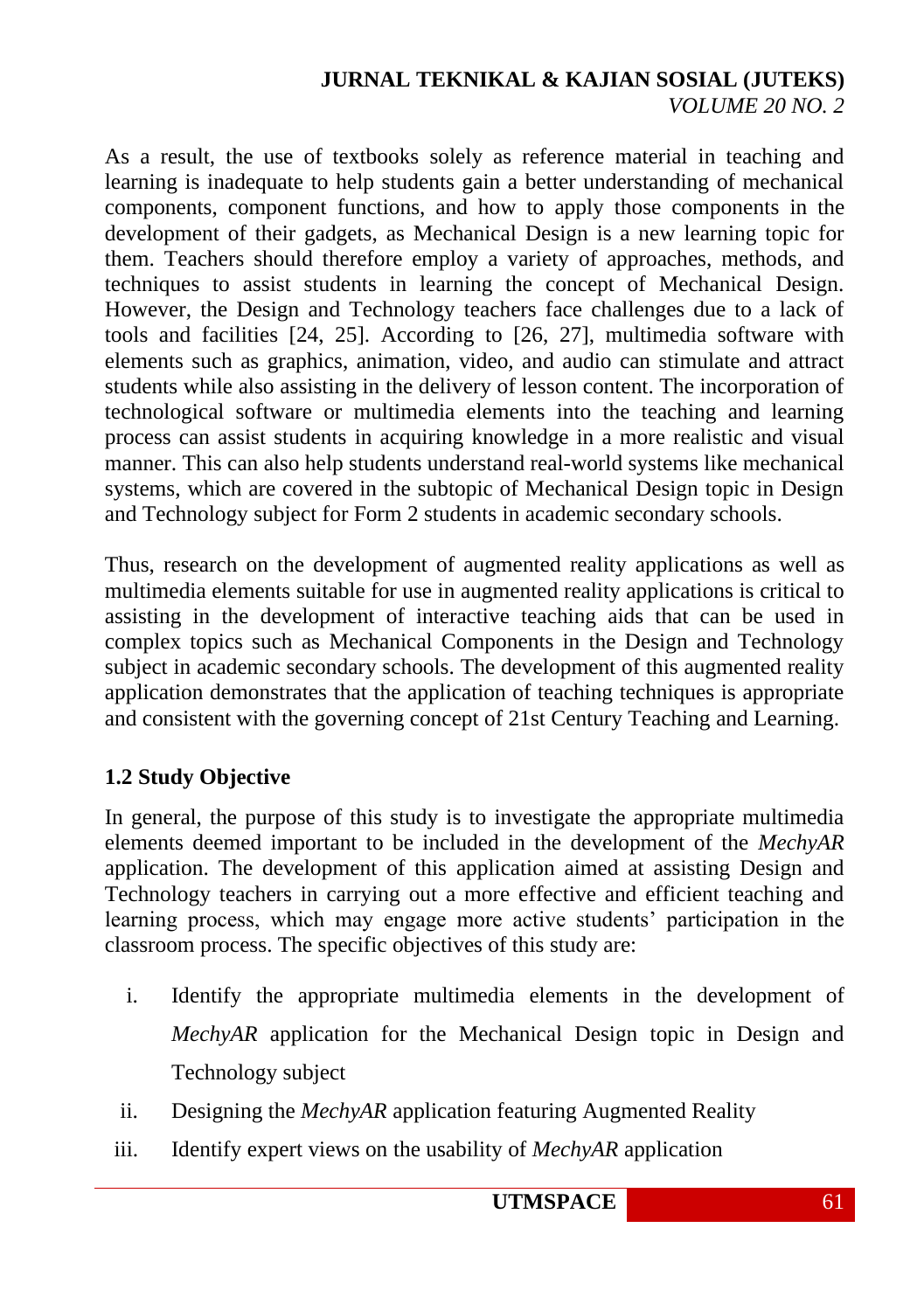As a result, the use of textbooks solely as reference material in teaching and learning is inadequate to help students gain a better understanding of mechanical components, component functions, and how to apply those components in the development of their gadgets, as Mechanical Design is a new learning topic for them. Teachers should therefore employ a variety of approaches, methods, and techniques to assist students in learning the concept of Mechanical Design. However, the Design and Technology teachers face challenges due to a lack of tools and facilities [24, 25]. According to [26, 27], multimedia software with elements such as graphics, animation, video, and audio can stimulate and attract students while also assisting in the delivery of lesson content. The incorporation of technological software or multimedia elements into the teaching and learning process can assist students in acquiring knowledge in a more realistic and visual manner. This can also help students understand real-world systems like mechanical systems, which are covered in the subtopic of Mechanical Design topic in Design and Technology subject for Form 2 students in academic secondary schools.

Thus, research on the development of augmented reality applications as well as multimedia elements suitable for use in augmented reality applications is critical to assisting in the development of interactive teaching aids that can be used in complex topics such as Mechanical Components in the Design and Technology subject in academic secondary schools. The development of this augmented reality application demonstrates that the application of teaching techniques is appropriate and consistent with the governing concept of 21st Century Teaching and Learning.

## 1.2 Study Objective

In general, the purpose of this study is to investigate the appropriate multimedia elements deemed important to be included in the development of the *MechyAR* application. The development of this application aimed at assisting Design and Technology teachers in carrying out a more effective and efficient teaching and learning process, which may engage more active students' participation in the classroom process. The specific objectives of this study are:

i. Identify the appropriate multimedia elements in the development of *MechyAR* application for the Mechanical Design topic in Design and Technology subject
ii. Designing the *MechyAR* application featuring Augmented Reality
iii. Identify expert views on the usability of *MechyAR* application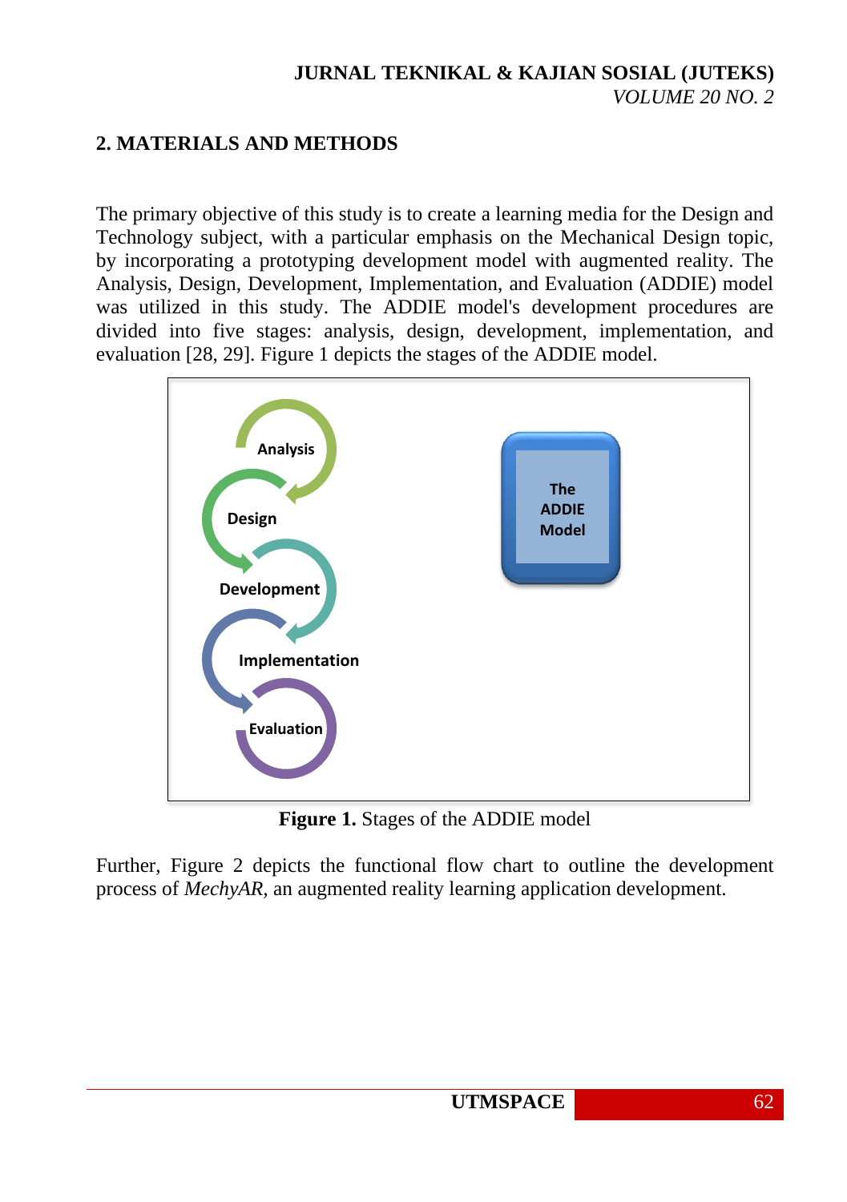## 2. MATERIALS AND METHODS

The primary objective of this study is to create a learning media for the Design and Technology subject, with a particular emphasis on the Mechanical Design topic, by incorporating a prototyping development model with augmented reality. The Analysis, Design, Development, Implementation, and Evaluation (ADDIE) model was utilized in this study. The ADDIE model's development procedures are divided into five stages: analysis, design, development, implementation, and evaluation [28, 29]. Figure 1 depicts the stages of the ADDIE model.

Analysis
Design
Development
Implementation
Evaluation
The ADDIE Model

**Figure 1.** Stages of the ADDIE model

Further, Figure 2 depicts the functional flow chart to outline the development process of *MechyAR*, an augmented reality learning application development.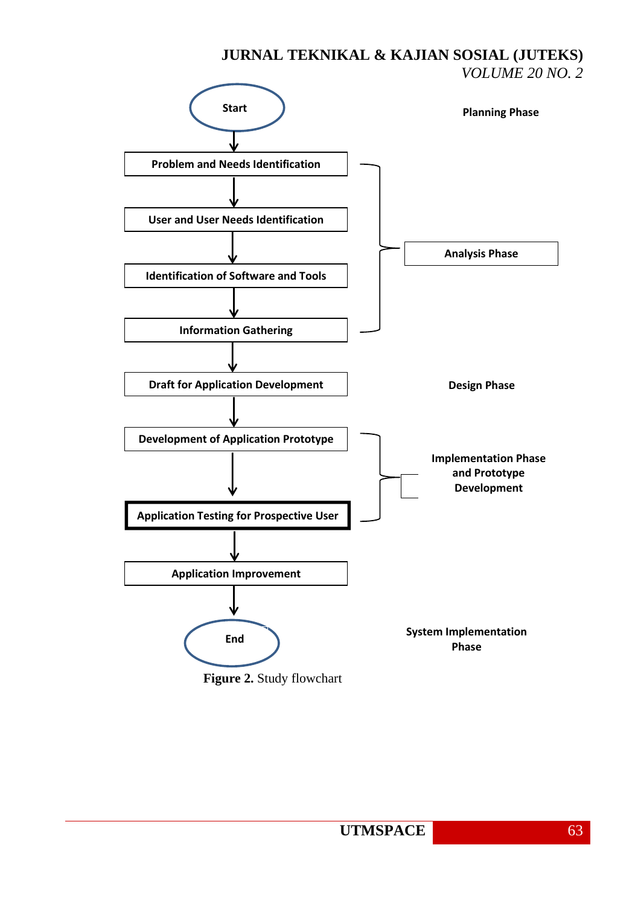Start

Planning Phase

Problem and Needs Identification

User and User Needs Identification

Identification of Software and Tools

Information Gathering

Analysis Phase

Draft for Application Development

Design Phase

Development of Application Prototype

Application Testing for Prospective User

Implementation Phase and Prototype Development

Application Improvement

End

System Implementation Phase

**Figure 2.** Study flowchart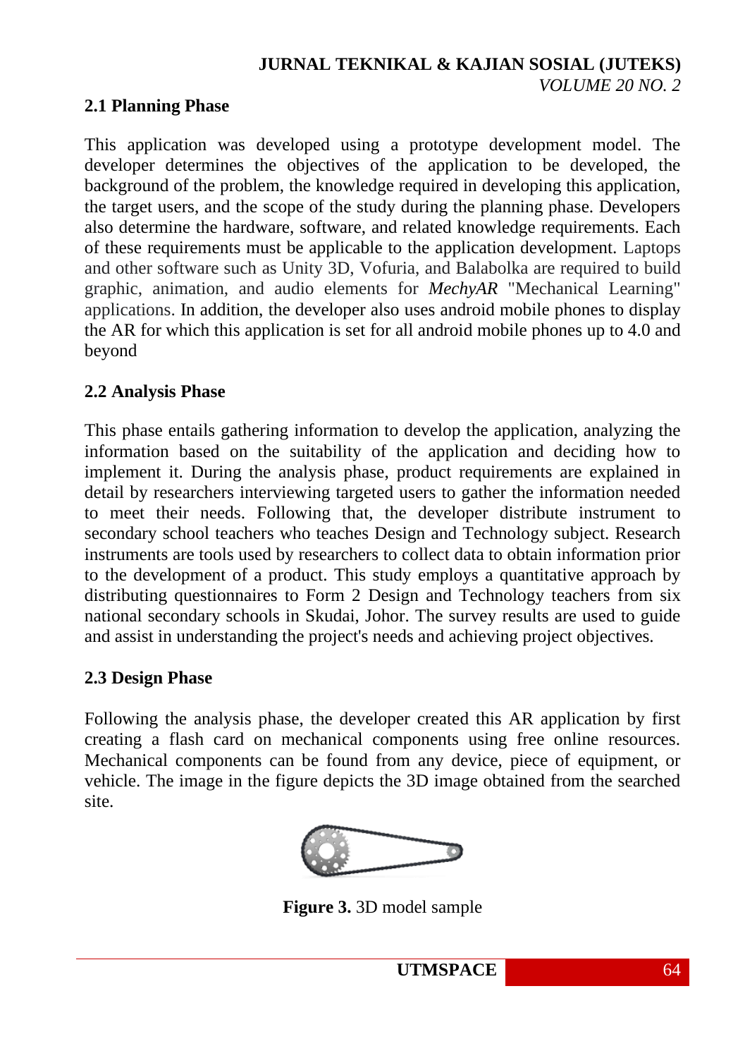## 2.1 Planning Phase

This application was developed using a prototype development model. The developer determines the objectives of the application to be developed, the background of the problem, the knowledge required in developing this application, the target users, and the scope of the study during the planning phase. Developers also determine the hardware, software, and related knowledge requirements. Each of these requirements must be applicable to the application development. Laptops and other software such as Unity 3D, Vofuria, and Balabolka are required to build graphic, animation, and audio elements for *MechyAR* "Mechanical Learning" applications. In addition, the developer also uses android mobile phones to display the AR for which this application is set for all android mobile phones up to 4.0 and beyond

## 2.2 Analysis Phase

This phase entails gathering information to develop the application, analyzing the information based on the suitability of the application and deciding how to implement it. During the analysis phase, product requirements are explained in detail by researchers interviewing targeted users to gather the information needed to meet their needs. Following that, the developer distribute instrument to secondary school teachers who teaches Design and Technology subject. Research instruments are tools used by researchers to collect data to obtain information prior to the development of a product. This study employs a quantitative approach by distributing questionnaires to Form 2 Design and Technology teachers from six national secondary schools in Skudai, Johor. The survey results are used to guide and assist in understanding the project's needs and achieving project objectives.

## 2.3 Design Phase

Following the analysis phase, the developer created this AR application by first creating a flash card on mechanical components using free online resources. Mechanical components can be found from any device, piece of equipment, or vehicle. The image in the figure depicts the 3D image obtained from the searched site.

**Figure 3.** 3D model sample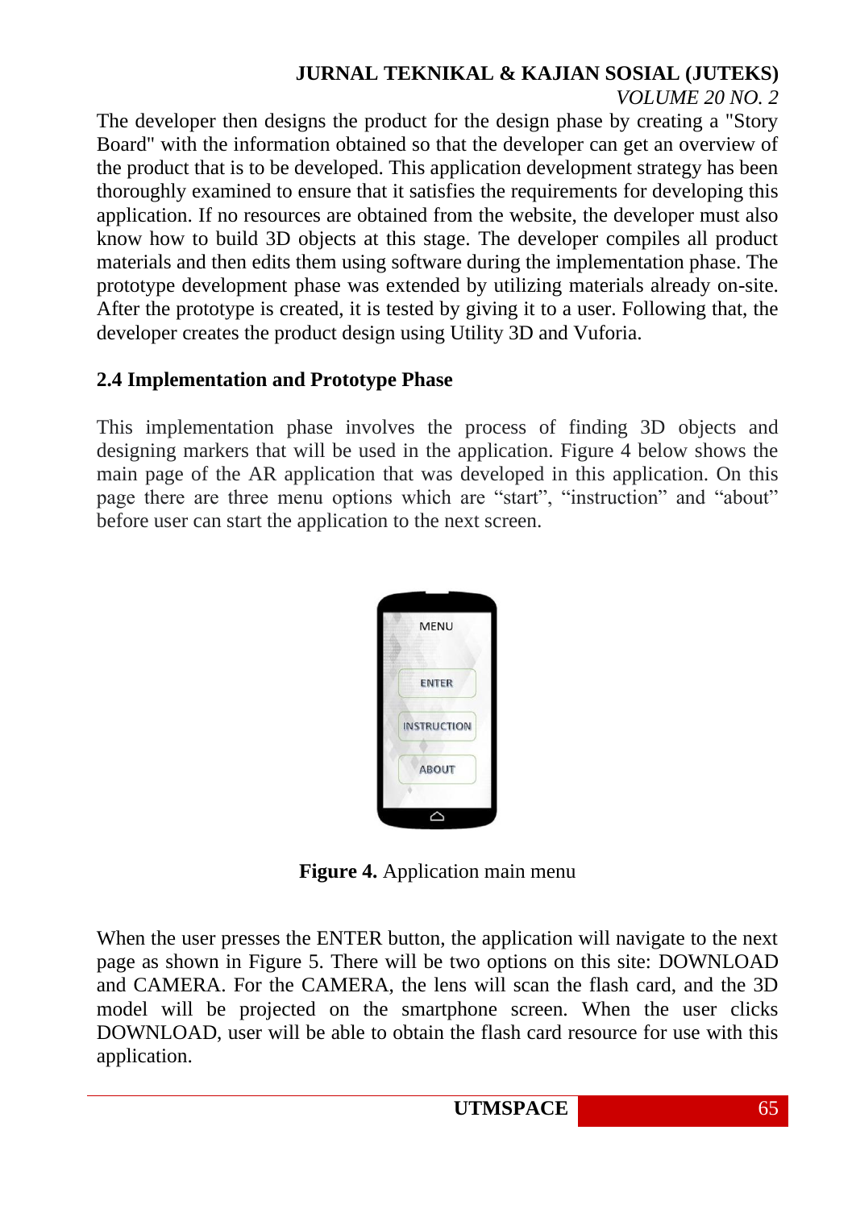The developer then designs the product for the design phase by creating a "Story Board" with the information obtained so that the developer can get an overview of the product that is to be developed. This application development strategy has been thoroughly examined to ensure that it satisfies the requirements for developing this application. If no resources are obtained from the website, the developer must also know how to build 3D objects at this stage. The developer compiles all product materials and then edits them using software during the implementation phase. The prototype development phase was extended by utilizing materials already on-site. After the prototype is created, it is tested by giving it to a user. Following that, the developer creates the product design using Utility 3D and Vuforia.

## 2.4 Implementation and Prototype Phase

This implementation phase involves the process of finding 3D objects and designing markers that will be used in the application. Figure 4 below shows the main page of the AR application that was developed in this application. On this page there are three menu options which are "start", "instruction" and "about" before user can start the application to the next screen.

MENU

ENTER

INSTRUCTION

ABOUT

**Figure 4.** Application main menu

When the user presses the ENTER button, the application will navigate to the next page as shown in Figure 5. There will be two options on this site: DOWNLOAD and CAMERA. For the CAMERA, the lens will scan the flash card, and the 3D model will be projected on the smartphone screen. When the user clicks DOWNLOAD, user will be able to obtain the flash card resource for use with this application.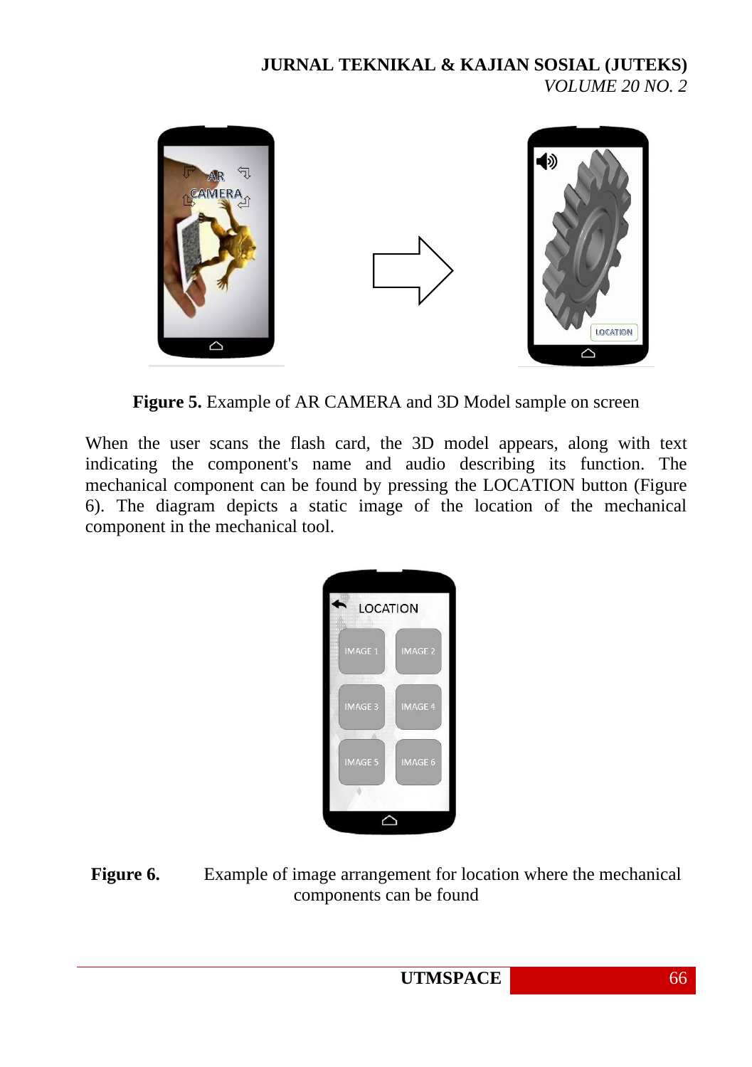**Figure 5.** Example of AR CAMERA and 3D Model sample on screen

When the user scans the flash card, the 3D model appears, along with text indicating the component's name and audio describing its function. The mechanical component can be found by pressing the LOCATION button (Figure 6). The diagram depicts a static image of the location of the mechanical component in the mechanical tool.

**Figure 6.** Example of image arrangement for location where the mechanical components can be found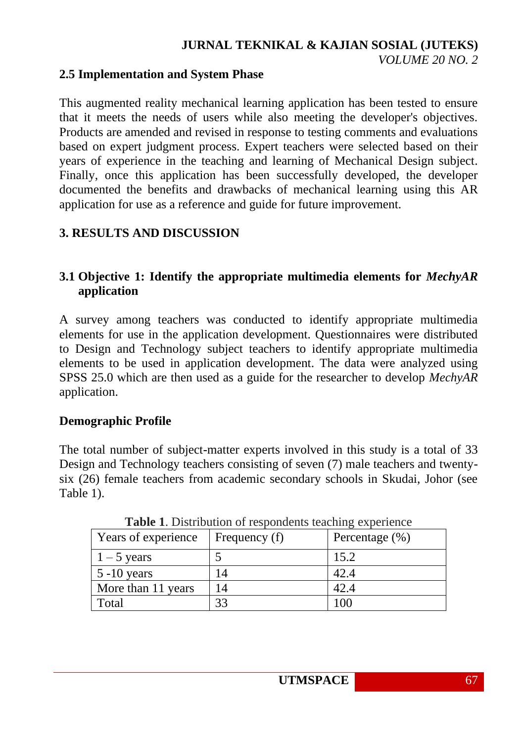### 2.5 Implementation and System Phase

This augmented reality mechanical learning application has been tested to ensure that it meets the needs of users while also meeting the developer's objectives. Products are amended and revised in response to testing comments and evaluations based on expert judgment process. Expert teachers were selected based on their years of experience in the teaching and learning of Mechanical Design subject. Finally, once this application has been successfully developed, the developer documented the benefits and drawbacks of mechanical learning using this AR application for use as a reference and guide for future improvement.

## 3. RESULTS AND DISCUSSION

### 3.1 Objective 1: Identify the appropriate multimedia elements for *MechyAR* application

A survey among teachers was conducted to identify appropriate multimedia elements for use in the application development. Questionnaires were distributed to Design and Technology subject teachers to identify appropriate multimedia elements to be used in application development. The data were analyzed using SPSS 25.0 which are then used as a guide for the researcher to develop *MechyAR* application.

**Demographic Profile**

The total number of subject-matter experts involved in this study is a total of 33 Design and Technology teachers consisting of seven (7) male teachers and twenty-six (26) female teachers from academic secondary schools in Skudai, Johor (see Table 1).

**Table 1**. Distribution of respondents teaching experience

| Years of experience | Frequency (f) | Percentage (%) |
|---|---|---|
| 1 – 5 years | 5 | 15.2 |
| 5 -10 years | 14 | 42.4 |
| More than 11 years | 14 | 42.4 |
| Total | 33 | 100 |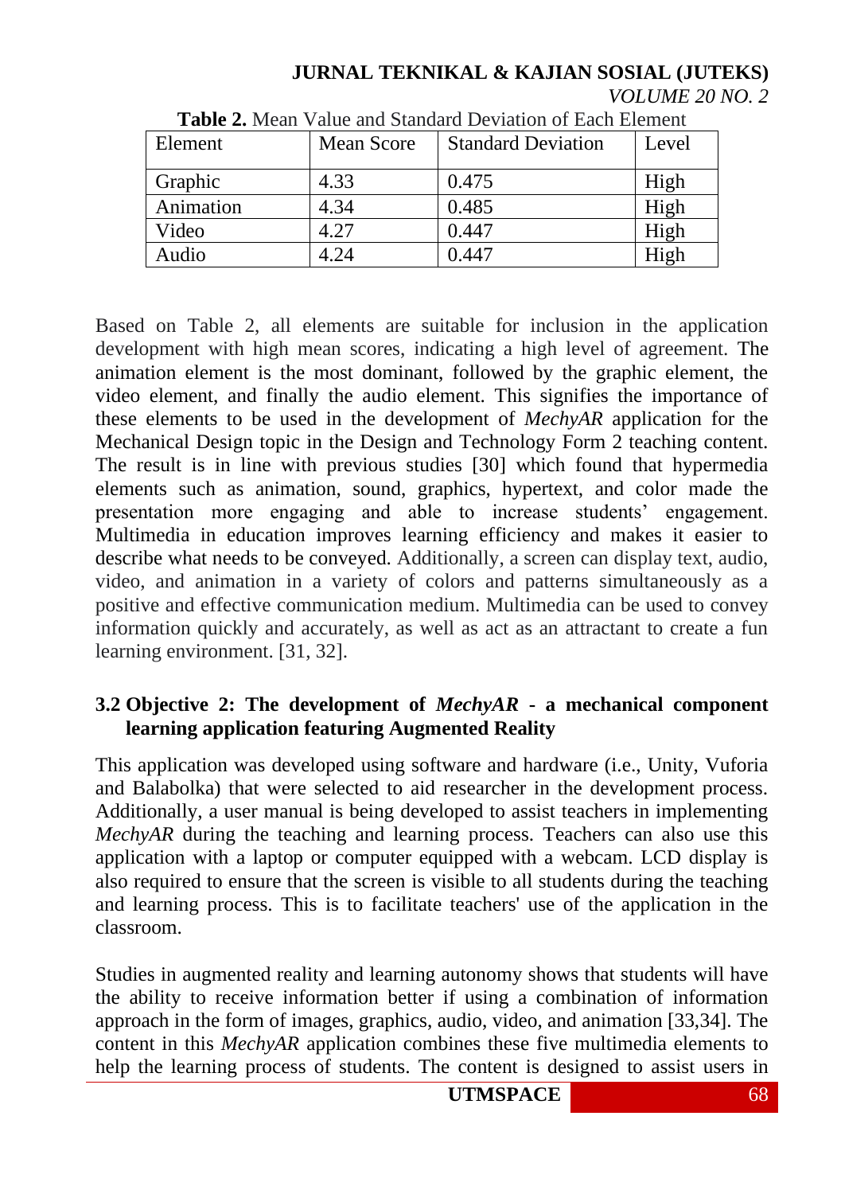**Table 2.** Mean Value and Standard Deviation of Each Element

| Element | Mean Score | Standard Deviation | Level |
|---|---|---|---|
| Graphic | 4.33 | 0.475 | High |
| Animation | 4.34 | 0.485 | High |
| Video | 4.27 | 0.447 | High |
| Audio | 4.24 | 0.447 | High |

Based on Table 2, all elements are suitable for inclusion in the application development with high mean scores, indicating a high level of agreement. The animation element is the most dominant, followed by the graphic element, the video element, and finally the audio element. This signifies the importance of these elements to be used in the development of *MechyAR* application for the Mechanical Design topic in the Design and Technology Form 2 teaching content. The result is in line with previous studies [30] which found that hypermedia elements such as animation, sound, graphics, hypertext, and color made the presentation more engaging and able to increase students' engagement. Multimedia in education improves learning efficiency and makes it easier to describe what needs to be conveyed. Additionally, a screen can display text, audio, video, and animation in a variety of colors and patterns simultaneously as a positive and effective communication medium. Multimedia can be used to convey information quickly and accurately, as well as act as an attractant to create a fun learning environment. [31, 32].

### 3.2 Objective 2: The development of *MechyAR* - a mechanical component learning application featuring Augmented Reality

This application was developed using software and hardware (i.e., Unity, Vuforia and Balabolka) that were selected to aid researcher in the development process. Additionally, a user manual is being developed to assist teachers in implementing *MechyAR* during the teaching and learning process. Teachers can also use this application with a laptop or computer equipped with a webcam. LCD display is also required to ensure that the screen is visible to all students during the teaching and learning process. This is to facilitate teachers' use of the application in the classroom.

Studies in augmented reality and learning autonomy shows that students will have the ability to receive information better if using a combination of information approach in the form of images, graphics, audio, video, and animation [33,34]. The content in this *MechyAR* application combines these five multimedia elements to help the learning process of students. The content is designed to assist users in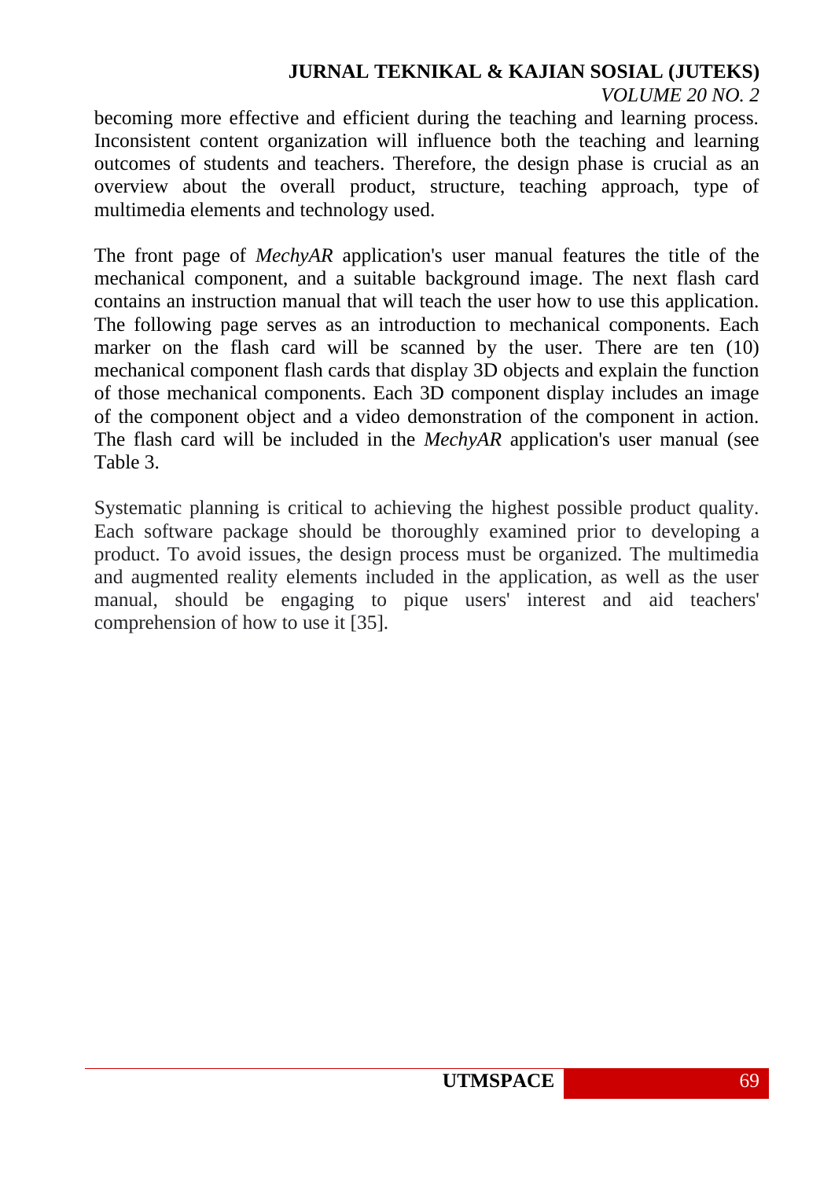becoming more effective and efficient during the teaching and learning process. Inconsistent content organization will influence both the teaching and learning outcomes of students and teachers. Therefore, the design phase is crucial as an overview about the overall product, structure, teaching approach, type of multimedia elements and technology used.

The front page of *MechyAR* application's user manual features the title of the mechanical component, and a suitable background image. The next flash card contains an instruction manual that will teach the user how to use this application. The following page serves as an introduction to mechanical components. Each marker on the flash card will be scanned by the user. There are ten (10) mechanical component flash cards that display 3D objects and explain the function of those mechanical components. Each 3D component display includes an image of the component object and a video demonstration of the component in action. The flash card will be included in the *MechyAR* application's user manual (see Table 3.

Systematic planning is critical to achieving the highest possible product quality. Each software package should be thoroughly examined prior to developing a product. To avoid issues, the design process must be organized. The multimedia and augmented reality elements included in the application, as well as the user manual, should be engaging to pique users' interest and aid teachers' comprehension of how to use it [35].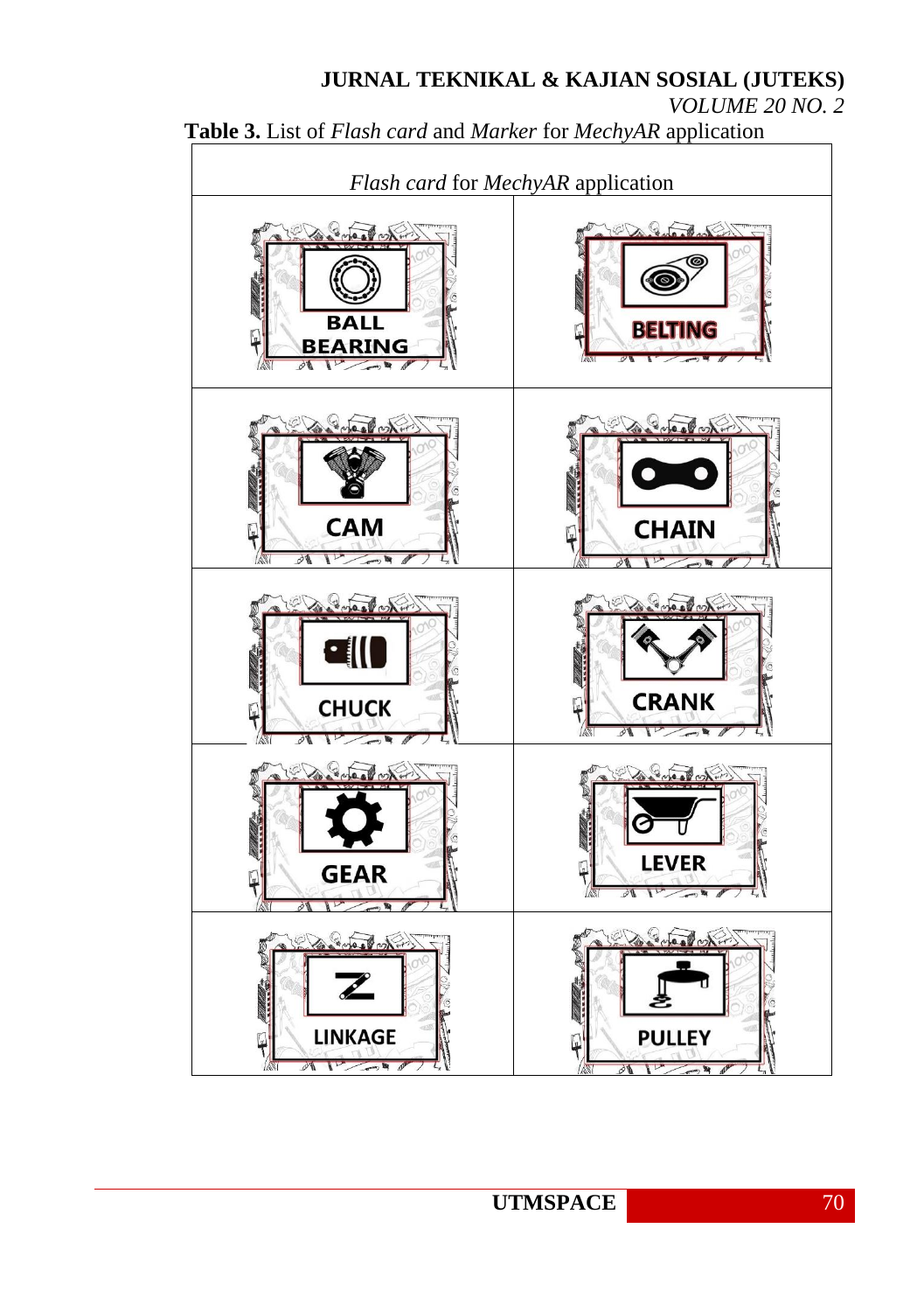**Table 3.** List of *Flash card* and *Marker* for *MechyAR* application

| *Flash card* for *MechyAR* application | |
|---|---|
| BALL BEARING | BELTING |
| CAM | CHAIN |
| CHUCK | CRANK |
| GEAR | LEVER |
| LINKAGE | PULLEY |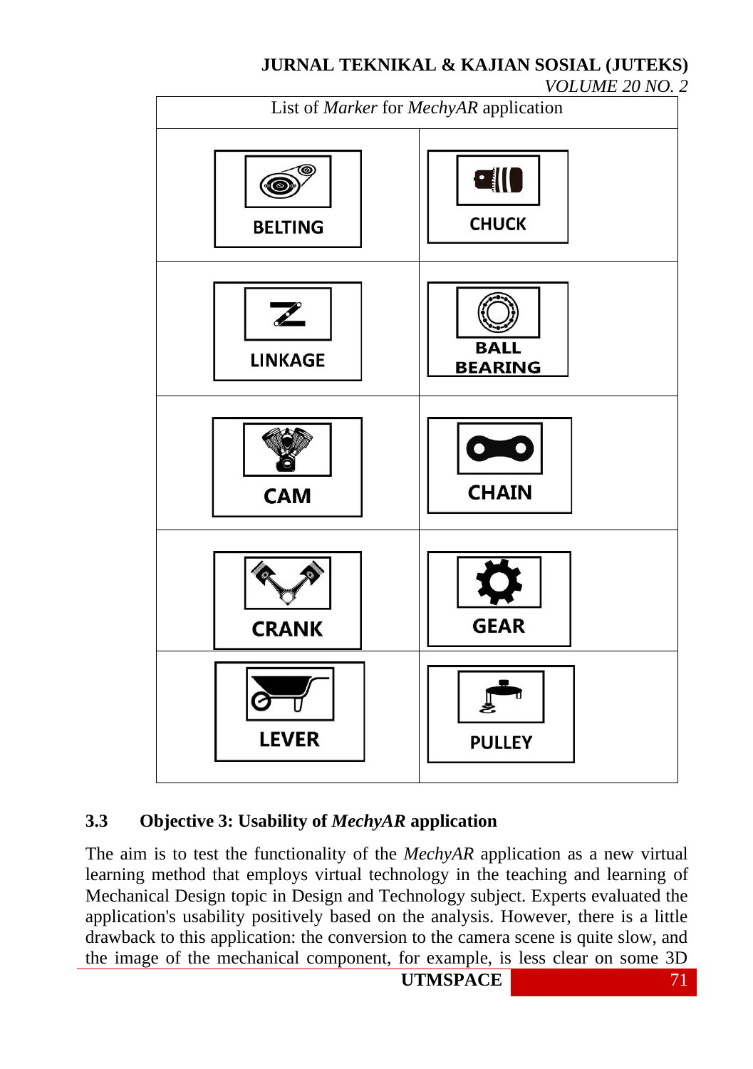| List of *Marker* for *MechyAR* application | |
|---|---|
| BELTING | CHUCK |
| LINKAGE | BALL BEARING |
| CAM | CHAIN |
| CRANK | GEAR |
| LEVER | PULLEY |

### 3.3 Objective 3: Usability of *MechyAR* application

The aim is to test the functionality of the *MechyAR* application as a new virtual learning method that employs virtual technology in the teaching and learning of Mechanical Design topic in Design and Technology subject. Experts evaluated the application's usability positively based on the analysis. However, there is a little drawback to this application: the conversion to the camera scene is quite slow, and the image of the mechanical component, for example, is less clear on some 3D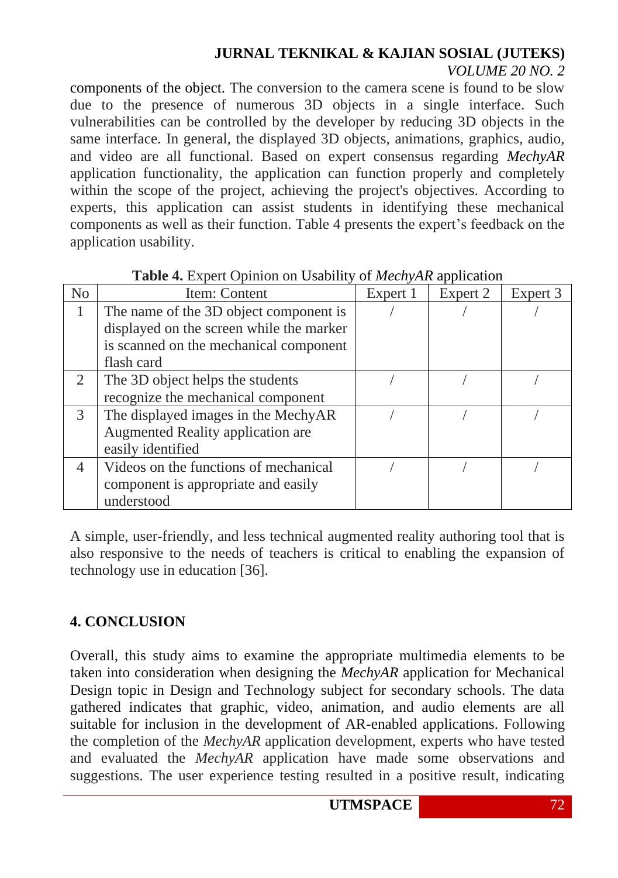components of the object. The conversion to the camera scene is found to be slow due to the presence of numerous 3D objects in a single interface. Such vulnerabilities can be controlled by the developer by reducing 3D objects in the same interface. In general, the displayed 3D objects, animations, graphics, audio, and video are all functional. Based on expert consensus regarding *MechyAR* application functionality, the application can function properly and completely within the scope of the project, achieving the project's objectives. According to experts, this application can assist students in identifying these mechanical components as well as their function. Table 4 presents the expert's feedback on the application usability.

**Table 4.** Expert Opinion on Usability of *MechyAR* application

| No | Item: Content | Expert 1 | Expert 2 | Expert 3 |
|---|---|---|---|---|
| 1 | The name of the 3D object component is displayed on the screen while the marker is scanned on the mechanical component flash card | / | / | / |
| 2 | The 3D object helps the students recognize the mechanical component | / | / | / |
| 3 | The displayed images in the MechyAR Augmented Reality application are easily identified | / | / | / |
| 4 | Videos on the functions of mechanical component is appropriate and easily understood | / | / | / |

A simple, user-friendly, and less technical augmented reality authoring tool that is also responsive to the needs of teachers is critical to enabling the expansion of technology use in education [36].

## 4. CONCLUSION

Overall, this study aims to examine the appropriate multimedia elements to be taken into consideration when designing the *MechyAR* application for Mechanical Design topic in Design and Technology subject for secondary schools. The data gathered indicates that graphic, video, animation, and audio elements are all suitable for inclusion in the development of AR-enabled applications. Following the completion of the *MechyAR* application development, experts who have tested and evaluated the *MechyAR* application have made some observations and suggestions. The user experience testing resulted in a positive result, indicating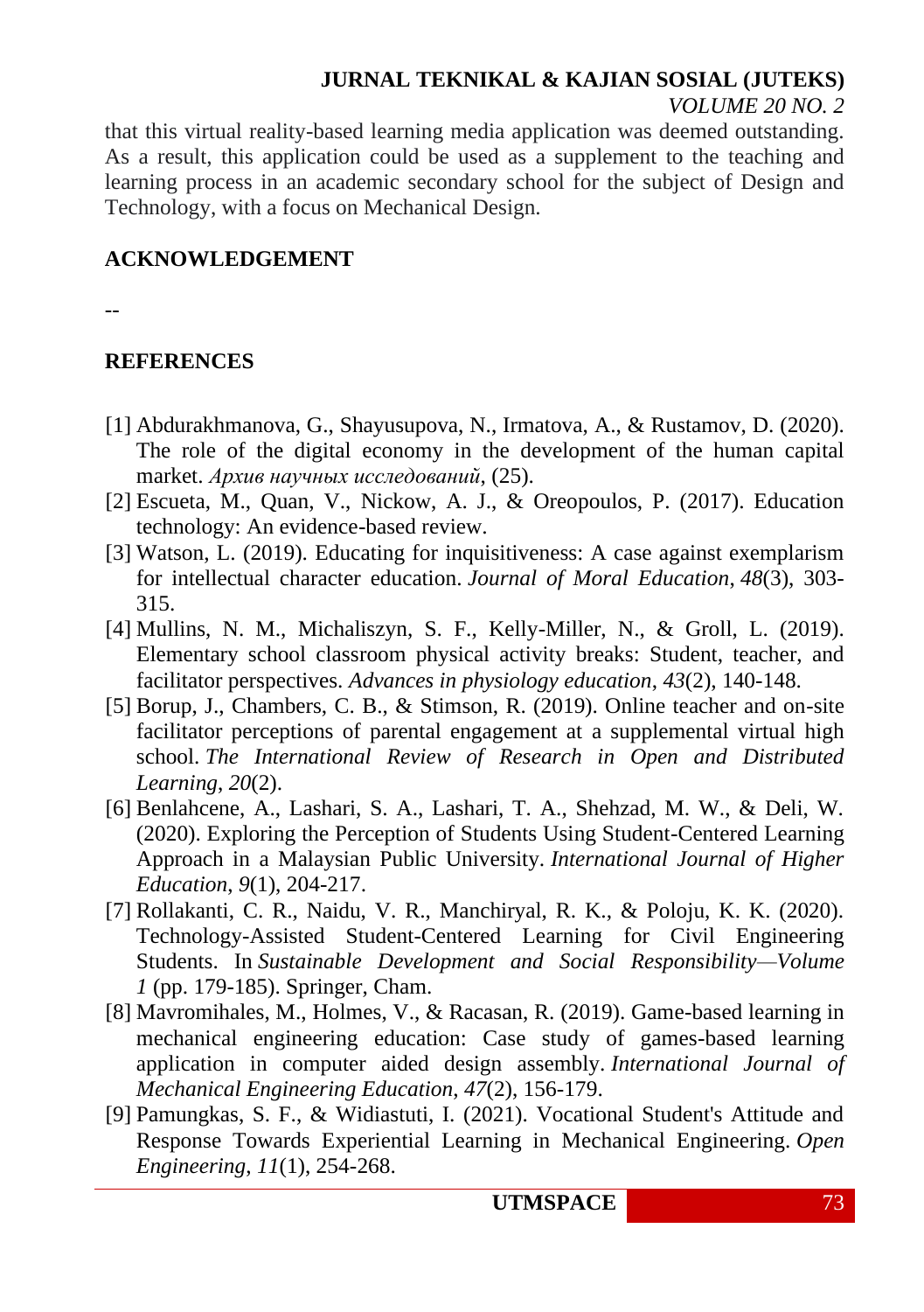that this virtual reality-based learning media application was deemed outstanding. As a result, this application could be used as a supplement to the teaching and learning process in an academic secondary school for the subject of Design and Technology, with a focus on Mechanical Design.

## ACKNOWLEDGEMENT

--

## REFERENCES

[1] Abdurakhmanova, G., Shayusupova, N., Irmatova, A., & Rustamov, D. (2020). The role of the digital economy in the development of the human capital market. *Архив научных исследований*, (25).

[2] Escueta, M., Quan, V., Nickow, A. J., & Oreopoulos, P. (2017). Education technology: An evidence-based review.

[3] Watson, L. (2019). Educating for inquisitiveness: A case against exemplarism for intellectual character education. *Journal of Moral Education*, *48*(3), 303-315.

[4] Mullins, N. M., Michaliszyn, S. F., Kelly-Miller, N., & Groll, L. (2019). Elementary school classroom physical activity breaks: Student, teacher, and facilitator perspectives. *Advances in physiology education*, *43*(2), 140-148.

[5] Borup, J., Chambers, C. B., & Stimson, R. (2019). Online teacher and on-site facilitator perceptions of parental engagement at a supplemental virtual high school. *The International Review of Research in Open and Distributed Learning*, *20*(2).

[6] Benlahcene, A., Lashari, S. A., Lashari, T. A., Shehzad, M. W., & Deli, W. (2020). Exploring the Perception of Students Using Student-Centered Learning Approach in a Malaysian Public University. *International Journal of Higher Education*, *9*(1), 204-217.

[7] Rollakanti, C. R., Naidu, V. R., Manchiryal, R. K., & Poloju, K. K. (2020). Technology-Assisted Student-Centered Learning for Civil Engineering Students. In *Sustainable Development and Social Responsibility—Volume 1* (pp. 179-185). Springer, Cham.

[8] Mavromihales, M., Holmes, V., & Racasan, R. (2019). Game-based learning in mechanical engineering education: Case study of games-based learning application in computer aided design assembly. *International Journal of Mechanical Engineering Education*, *47*(2), 156-179.

[9] Pamungkas, S. F., & Widiastuti, I. (2021). Vocational Student's Attitude and Response Towards Experiential Learning in Mechanical Engineering. *Open Engineering*, *11*(1), 254-268.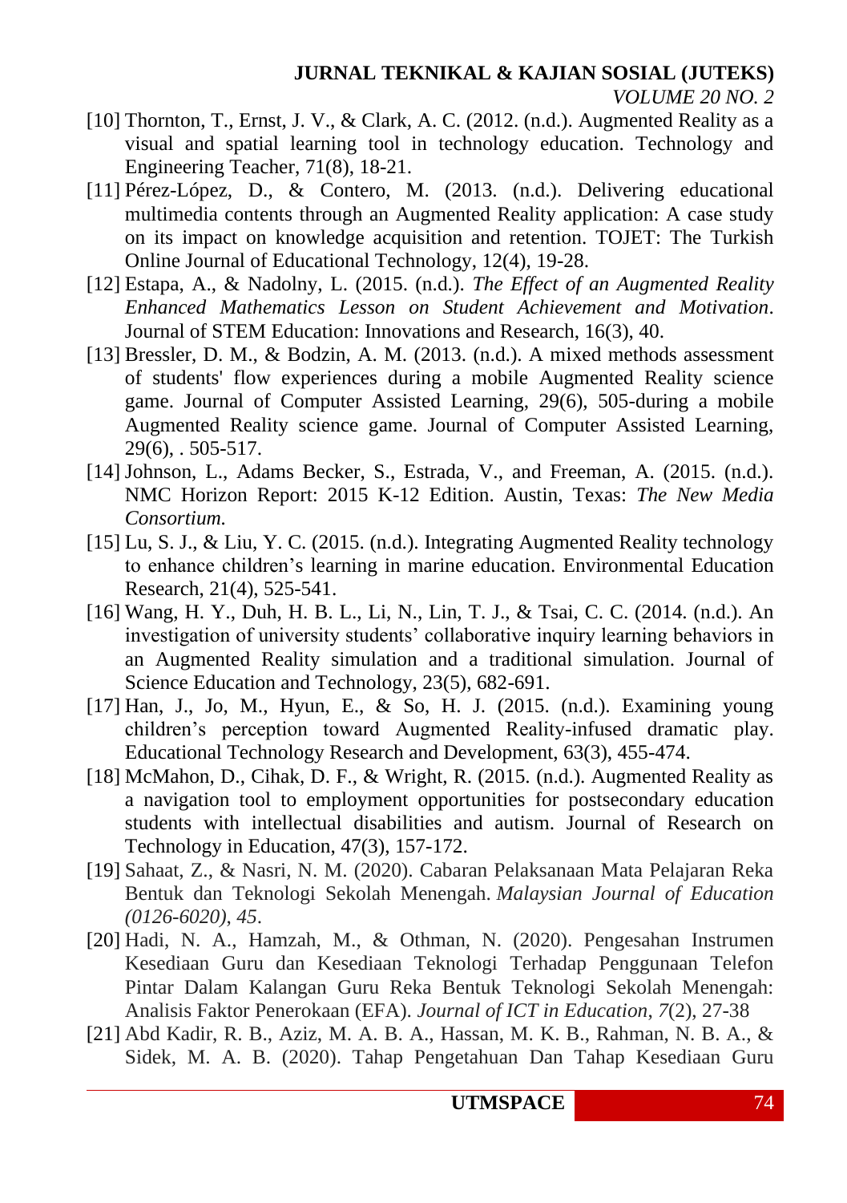[10] Thornton, T., Ernst, J. V., & Clark, A. C. (2012. (n.d.). Augmented Reality as a visual and spatial learning tool in technology education. Technology and Engineering Teacher, 71(8), 18-21.

[11] Pérez-López, D., & Contero, M. (2013. (n.d.). Delivering educational multimedia contents through an Augmented Reality application: A case study on its impact on knowledge acquisition and retention. TOJET: The Turkish Online Journal of Educational Technology, 12(4), 19-28.

[12] Estapa, A., & Nadolny, L. (2015. (n.d.). *The Effect of an Augmented Reality Enhanced Mathematics Lesson on Student Achievement and Motivation*. Journal of STEM Education: Innovations and Research, 16(3), 40.

[13] Bressler, D. M., & Bodzin, A. M. (2013. (n.d.). A mixed methods assessment of students' flow experiences during a mobile Augmented Reality science game. Journal of Computer Assisted Learning, 29(6), 505-during a mobile Augmented Reality science game. Journal of Computer Assisted Learning, 29(6), . 505-517.

[14] Johnson, L., Adams Becker, S., Estrada, V., and Freeman, A. (2015. (n.d.). NMC Horizon Report: 2015 K-12 Edition. Austin, Texas: *The New Media Consortium.*

[15] Lu, S. J., & Liu, Y. C. (2015. (n.d.). Integrating Augmented Reality technology to enhance children's learning in marine education. Environmental Education Research, 21(4), 525-541.

[16] Wang, H. Y., Duh, H. B. L., Li, N., Lin, T. J., & Tsai, C. C. (2014. (n.d.). An investigation of university students' collaborative inquiry learning behaviors in an Augmented Reality simulation and a traditional simulation. Journal of Science Education and Technology, 23(5), 682-691.

[17] Han, J., Jo, M., Hyun, E., & So, H. J. (2015. (n.d.). Examining young children's perception toward Augmented Reality-infused dramatic play. Educational Technology Research and Development, 63(3), 455-474.

[18] McMahon, D., Cihak, D. F., & Wright, R. (2015. (n.d.). Augmented Reality as a navigation tool to employment opportunities for postsecondary education students with intellectual disabilities and autism. Journal of Research on Technology in Education, 47(3), 157-172.

[19] Sahaat, Z., & Nasri, N. M. (2020). Cabaran Pelaksanaan Mata Pelajaran Reka Bentuk dan Teknologi Sekolah Menengah. *Malaysian Journal of Education (0126-6020)*, *45*.

[20] Hadi, N. A., Hamzah, M., & Othman, N. (2020). Pengesahan Instrumen Kesediaan Guru dan Kesediaan Teknologi Terhadap Penggunaan Telefon Pintar Dalam Kalangan Guru Reka Bentuk Teknologi Sekolah Menengah: Analisis Faktor Penerokaan (EFA). *Journal of ICT in Education*, *7*(2), 27-38

[21] Abd Kadir, R. B., Aziz, M. A. B. A., Hassan, M. K. B., Rahman, N. B. A., & Sidek, M. A. B. (2020). Tahap Pengetahuan Dan Tahap Kesediaan Guru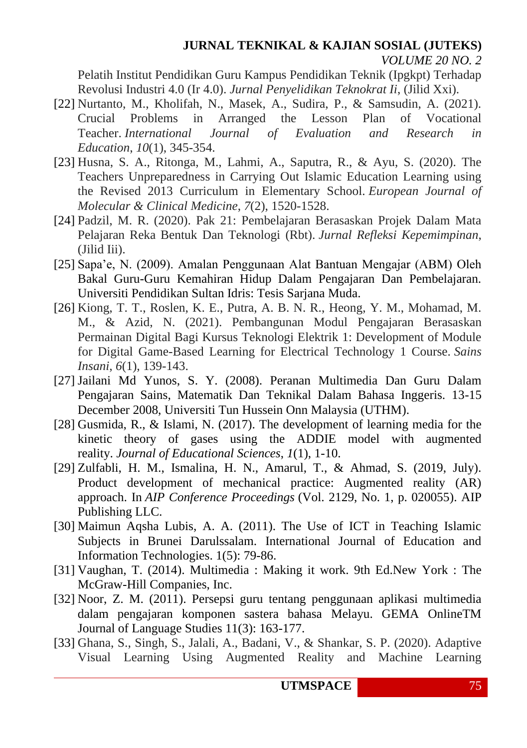Pelatih Institut Pendidikan Guru Kampus Pendidikan Teknik (Ipgkpt) Terhadap Revolusi Industri 4.0 (Ir 4.0). *Jurnal Penyelidikan Teknokrat Ii*, (Jilid Xxi).

[22] Nurtanto, M., Kholifah, N., Masek, A., Sudira, P., & Samsudin, A. (2021). Crucial Problems in Arranged the Lesson Plan of Vocational Teacher. *International Journal of Evaluation and Research in Education*, *10*(1), 345-354.

[23] Husna, S. A., Ritonga, M., Lahmi, A., Saputra, R., & Ayu, S. (2020). The Teachers Unpreparedness in Carrying Out Islamic Education Learning using the Revised 2013 Curriculum in Elementary School. *European Journal of Molecular & Clinical Medicine*, *7*(2), 1520-1528.

[24] Padzil, M. R. (2020). Pak 21: Pembelajaran Berasaskan Projek Dalam Mata Pelajaran Reka Bentuk Dan Teknologi (Rbt). *Jurnal Refleksi Kepemimpinan*, (Jilid Iii).

[25] Sapa'e, N. (2009). Amalan Penggunaan Alat Bantuan Mengajar (ABM) Oleh Bakal Guru-Guru Kemahiran Hidup Dalam Pengajaran Dan Pembelajaran. Universiti Pendidikan Sultan Idris: Tesis Sarjana Muda.

[26] Kiong, T. T., Roslen, K. E., Putra, A. B. N. R., Heong, Y. M., Mohamad, M. M., & Azid, N. (2021). Pembangunan Modul Pengajaran Berasaskan Permainan Digital Bagi Kursus Teknologi Elektrik 1: Development of Module for Digital Game-Based Learning for Electrical Technology 1 Course. *Sains Insani*, *6*(1), 139-143.

[27] Jailani Md Yunos, S. Y. (2008). Peranan Multimedia Dan Guru Dalam Pengajaran Sains, Matematik Dan Teknikal Dalam Bahasa Inggeris. 13-15 December 2008, Universiti Tun Hussein Onn Malaysia (UTHM).

[28] Gusmida, R., & Islami, N. (2017). The development of learning media for the kinetic theory of gases using the ADDIE model with augmented reality. *Journal of Educational Sciences*, *1*(1), 1-10.

[29] Zulfabli, H. M., Ismalina, H. N., Amarul, T., & Ahmad, S. (2019, July). Product development of mechanical practice: Augmented reality (AR) approach. In *AIP Conference Proceedings* (Vol. 2129, No. 1, p. 020055). AIP Publishing LLC.

[30] Maimun Aqsha Lubis, A. A. (2011). The Use of ICT in Teaching Islamic Subjects in Brunei Darulssalam. International Journal of Education and Information Technologies. 1(5): 79-86.

[31] Vaughan, T. (2014). Multimedia : Making it work. 9th Ed.New York : The McGraw-Hill Companies, Inc.

[32] Noor, Z. M. (2011). Persepsi guru tentang penggunaan aplikasi multimedia dalam pengajaran komponen sastera bahasa Melayu. GEMA OnlineTM Journal of Language Studies 11(3): 163-177.

[33] Ghana, S., Singh, S., Jalali, A., Badani, V., & Shankar, S. P. (2020). Adaptive Visual Learning Using Augmented Reality and Machine Learning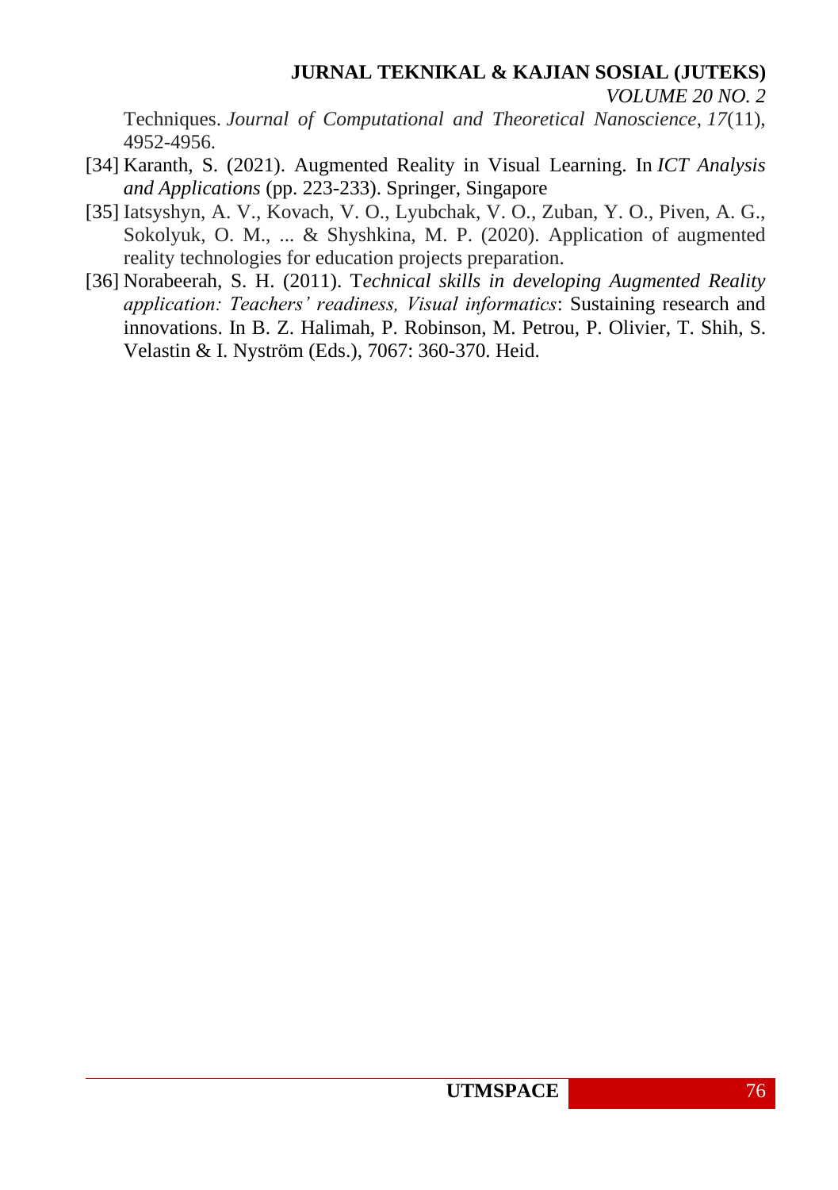Techniques. *Journal of Computational and Theoretical Nanoscience*, *17*(11), 4952-4956.

[34] Karanth, S. (2021). Augmented Reality in Visual Learning. In *ICT Analysis and Applications* (pp. 223-233). Springer, Singapore

[35] Iatsyshyn, A. V., Kovach, V. O., Lyubchak, V. O., Zuban, Y. O., Piven, A. G., Sokolyuk, O. M., ... & Shyshkina, M. P. (2020). Application of augmented reality technologies for education projects preparation.

[36] Norabeerah, S. H. (2011). T*echnical skills in developing Augmented Reality application: Teachers' readiness, Visual informatics*: Sustaining research and innovations. In B. Z. Halimah, P. Robinson, M. Petrou, P. Olivier, T. Shih, S. Velastin & I. Nyström (Eds.), 7067: 360-370. Heid.